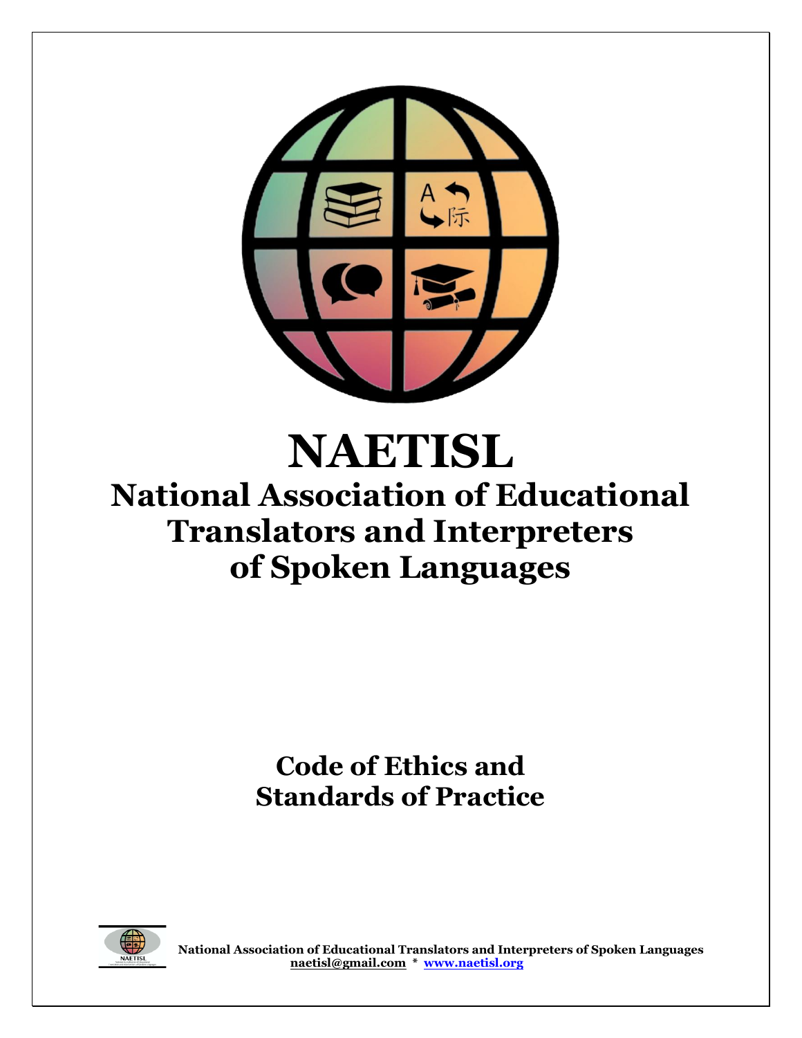# NAETISL

## National Association of Educational Translators and Interpreters of Spoken Languages

### Code of Ethics and Standards of Practice

**National Association of Educational Translators and Interpreters of Spoken Languages**
**naetisl@gmail.com * www.naetisl.org**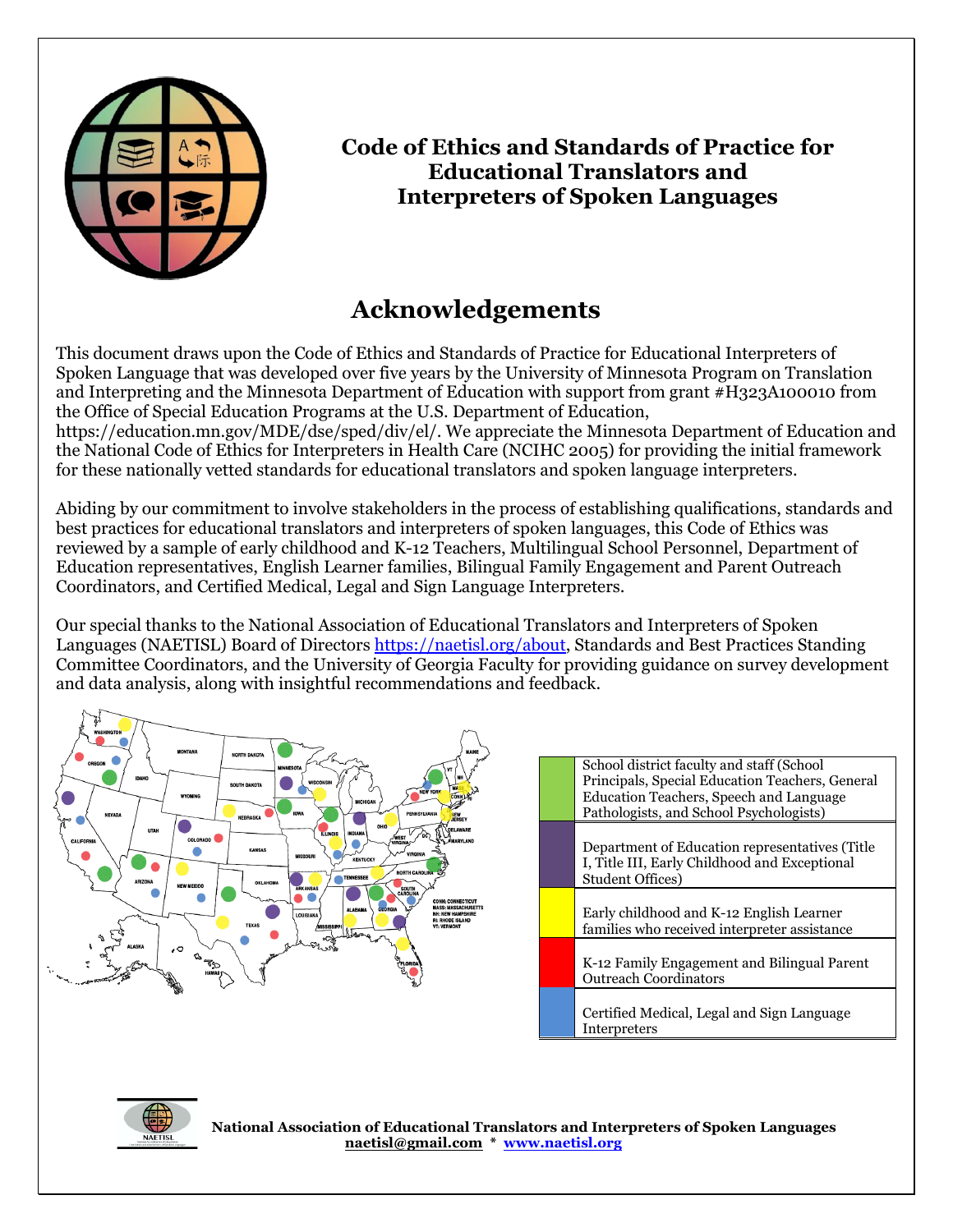# Code of Ethics and Standards of Practice for Educational Translators and Interpreters of Spoken Languages

## Acknowledgements

This document draws upon the Code of Ethics and Standards of Practice for Educational Interpreters of Spoken Language that was developed over five years by the University of Minnesota Program on Translation and Interpreting and the Minnesota Department of Education with support from grant #H323A100010 from the Office of Special Education Programs at the U.S. Department of Education, https://education.mn.gov/MDE/dse/sped/div/el/. We appreciate the Minnesota Department of Education and the National Code of Ethics for Interpreters in Health Care (NCIHC 2005) for providing the initial framework for these nationally vetted standards for educational translators and spoken language interpreters.

Abiding by our commitment to involve stakeholders in the process of establishing qualifications, standards and best practices for educational translators and interpreters of spoken languages, this Code of Ethics was reviewed by a sample of early childhood and K-12 Teachers, Multilingual School Personnel, Department of Education representatives, English Learner families, Bilingual Family Engagement and Parent Outreach Coordinators, and Certified Medical, Legal and Sign Language Interpreters.

Our special thanks to the National Association of Educational Translators and Interpreters of Spoken Languages (NAETISL) Board of Directors https://naetisl.org/about, Standards and Best Practices Standing Committee Coordinators, and the University of Georgia Faculty for providing guidance on survey development and data analysis, along with insightful recommendations and feedback.

| Color | Stakeholder group |
| --- | --- |
| Green | School district faculty and staff (School Principals, Special Education Teachers, General Education Teachers, Speech and Language Pathologists, and School Psychologists) |
| Purple | Department of Education representatives (Title I, Title III, Early Childhood and Exceptional Student Offices) |
| Yellow | Early childhood and K-12 English Learner families who received interpreter assistance |
| Red | K-12 Family Engagement and Bilingual Parent Outreach Coordinators |
| Blue | Certified Medical, Legal and Sign Language Interpreters |

**National Association of Educational Translators and Interpreters of Spoken Languages**
naetisl@gmail.com * www.naetisl.org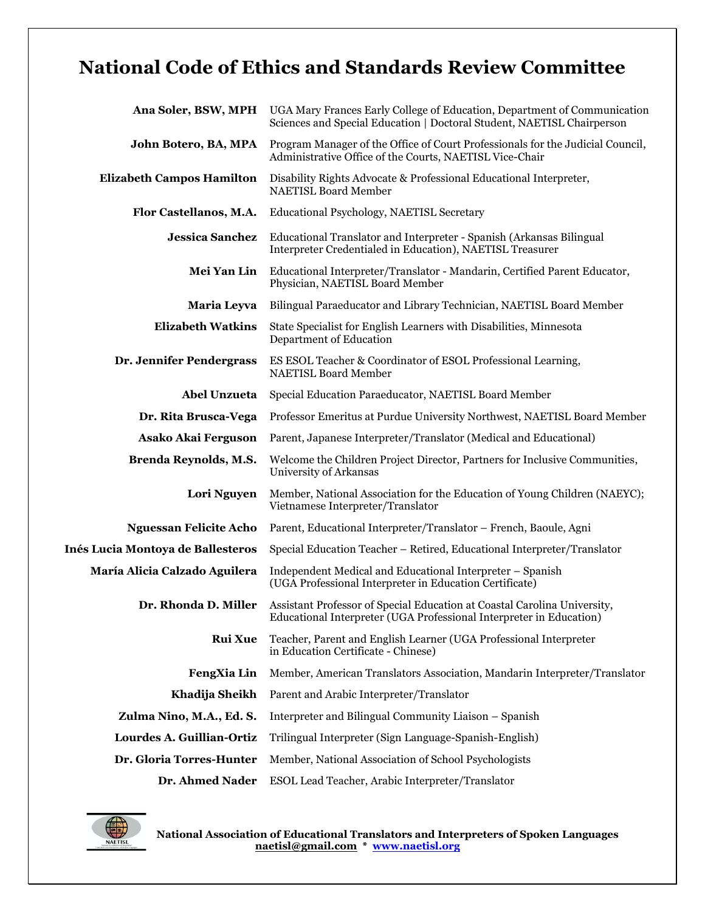# National Code of Ethics and Standards Review Committee

| | |
|---|---|
| **Ana Soler, BSW, MPH** | UGA Mary Frances Early College of Education, Department of Communication Sciences and Special Education \| Doctoral Student, NAETISL Chairperson |
| **John Botero, BA, MPA** | Program Manager of the Office of Court Professionals for the Judicial Council, Administrative Office of the Courts, NAETISL Vice-Chair |
| **Elizabeth Campos Hamilton** | Disability Rights Advocate & Professional Educational Interpreter, NAETISL Board Member |
| **Flor Castellanos, M.A.** | Educational Psychology, NAETISL Secretary |
| **Jessica Sanchez** | Educational Translator and Interpreter - Spanish (Arkansas Bilingual Interpreter Credentialed in Education), NAETISL Treasurer |
| **Mei Yan Lin** | Educational Interpreter/Translator - Mandarin, Certified Parent Educator, Physician, NAETISL Board Member |
| **Maria Leyva** | Bilingual Paraeducator and Library Technician, NAETISL Board Member |
| **Elizabeth Watkins** | State Specialist for English Learners with Disabilities, Minnesota Department of Education |
| **Dr. Jennifer Pendergrass** | ES ESOL Teacher & Coordinator of ESOL Professional Learning, NAETISL Board Member |
| **Abel Unzueta** | Special Education Paraeducator, NAETISL Board Member |
| **Dr. Rita Brusca-Vega** | Professor Emeritus at Purdue University Northwest, NAETISL Board Member |
| **Asako Akai Ferguson** | Parent, Japanese Interpreter/Translator (Medical and Educational) |
| **Brenda Reynolds, M.S.** | Welcome the Children Project Director, Partners for Inclusive Communities, University of Arkansas |
| **Lori Nguyen** | Member, National Association for the Education of Young Children (NAEYC); Vietnamese Interpreter/Translator |
| **Nguessan Felicite Acho** | Parent, Educational Interpreter/Translator – French, Baoule, Agni |
| **Inés Lucia Montoya de Ballesteros** | Special Education Teacher – Retired, Educational Interpreter/Translator |
| **María Alicia Calzado Aguilera** | Independent Medical and Educational Interpreter – Spanish (UGA Professional Interpreter in Education Certificate) |
| **Dr. Rhonda D. Miller** | Assistant Professor of Special Education at Coastal Carolina University, Educational Interpreter (UGA Professional Interpreter in Education) |
| **Rui Xue** | Teacher, Parent and English Learner (UGA Professional Interpreter in Education Certificate - Chinese) |
| **FengXia Lin** | Member, American Translators Association, Mandarin Interpreter/Translator |
| **Khadija Sheikh** | Parent and Arabic Interpreter/Translator |
| **Zulma Nino, M.A., Ed. S.** | Interpreter and Bilingual Community Liaison – Spanish |
| **Lourdes A. Guillian-Ortiz** | Trilingual Interpreter (Sign Language-Spanish-English) |
| **Dr. Gloria Torres-Hunter** | Member, National Association of School Psychologists |
| **Dr. Ahmed Nader** | ESOL Lead Teacher, Arabic Interpreter/Translator |

**National Association of Educational Translators and Interpreters of Spoken Languages**
**naetisl@gmail.com * www.naetisl.org**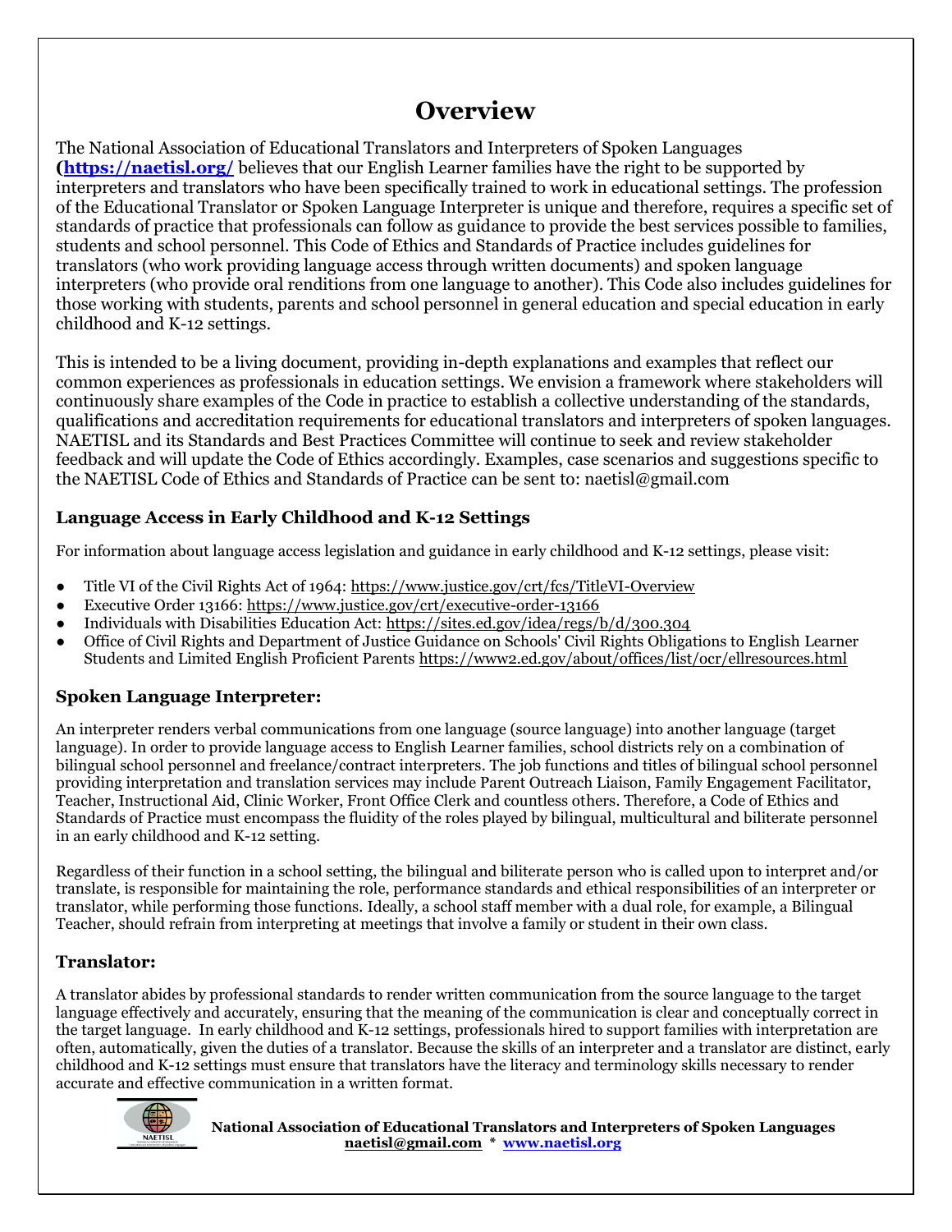# Overview

The National Association of Educational Translators and Interpreters of Spoken Languages (**https://naetisl.org/**) believes that our English Learner families have the right to be supported by interpreters and translators who have been specifically trained to work in educational settings. The profession of the Educational Translator or Spoken Language Interpreter is unique and therefore, requires a specific set of standards of practice that professionals can follow as guidance to provide the best services possible to families, students and school personnel. This Code of Ethics and Standards of Practice includes guidelines for translators (who work providing language access through written documents) and spoken language interpreters (who provide oral renditions from one language to another). This Code also includes guidelines for those working with students, parents and school personnel in general education and special education in early childhood and K-12 settings.

This is intended to be a living document, providing in-depth explanations and examples that reflect our common experiences as professionals in education settings. We envision a framework where stakeholders will continuously share examples of the Code in practice to establish a collective understanding of the standards, qualifications and accreditation requirements for educational translators and interpreters of spoken languages. NAETISL and its Standards and Best Practices Committee will continue to seek and review stakeholder feedback and will update the Code of Ethics accordingly. Examples, case scenarios and suggestions specific to the NAETISL Code of Ethics and Standards of Practice can be sent to: naetisl@gmail.com

### Language Access in Early Childhood and K-12 Settings

For information about language access legislation and guidance in early childhood and K-12 settings, please visit:

- Title VI of the Civil Rights Act of 1964: https://www.justice.gov/crt/fcs/TitleVI-Overview
- Executive Order 13166: https://www.justice.gov/crt/executive-order-13166
- Individuals with Disabilities Education Act: https://sites.ed.gov/idea/regs/b/d/300.304
- Office of Civil Rights and Department of Justice Guidance on Schools' Civil Rights Obligations to English Learner Students and Limited English Proficient Parents https://www2.ed.gov/about/offices/list/ocr/ellresources.html

### Spoken Language Interpreter:

An interpreter renders verbal communications from one language (source language) into another language (target language). In order to provide language access to English Learner families, school districts rely on a combination of bilingual school personnel and freelance/contract interpreters. The job functions and titles of bilingual school personnel providing interpretation and translation services may include Parent Outreach Liaison, Family Engagement Facilitator, Teacher, Instructional Aid, Clinic Worker, Front Office Clerk and countless others. Therefore, a Code of Ethics and Standards of Practice must encompass the fluidity of the roles played by bilingual, multicultural and biliterate personnel in an early childhood and K-12 setting.

Regardless of their function in a school setting, the bilingual and biliterate person who is called upon to interpret and/or translate, is responsible for maintaining the role, performance standards and ethical responsibilities of an interpreter or translator, while performing those functions. Ideally, a school staff member with a dual role, for example, a Bilingual Teacher, should refrain from interpreting at meetings that involve a family or student in their own class.

### Translator:

A translator abides by professional standards to render written communication from the source language to the target language effectively and accurately, ensuring that the meaning of the communication is clear and conceptually correct in the target language. In early childhood and K-12 settings, professionals hired to support families with interpretation are often, automatically, given the duties of a translator. Because the skills of an interpreter and a translator are distinct, early childhood and K-12 settings must ensure that translators have the literacy and terminology skills necessary to render accurate and effective communication in a written format.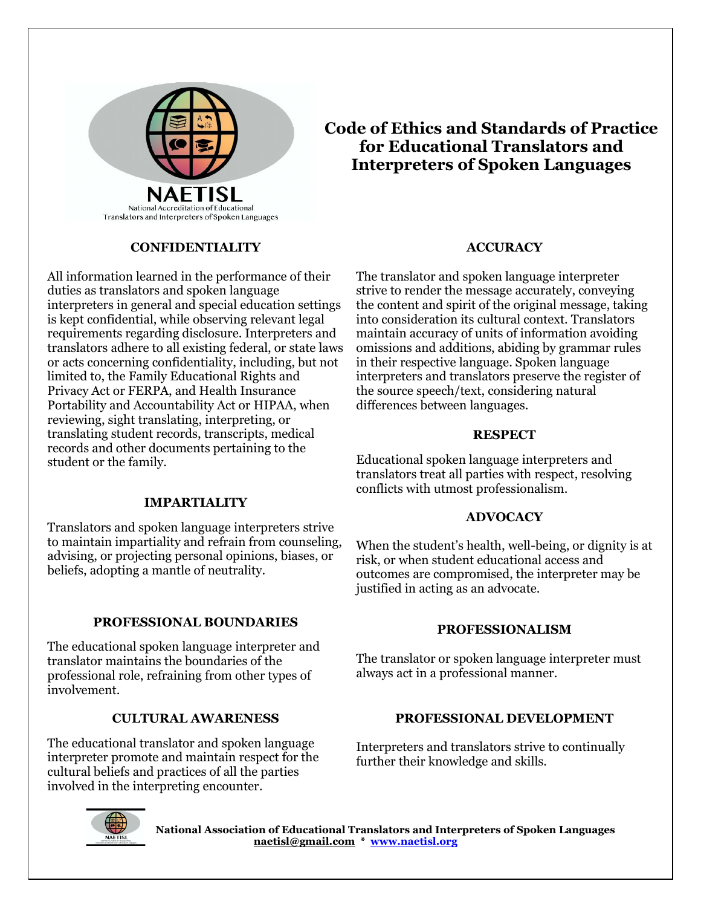NAETISL

National Accreditation of Educational Translators and Interpreters of Spoken Languages

# Code of Ethics and Standards of Practice for Educational Translators and Interpreters of Spoken Languages

## CONFIDENTIALITY

All information learned in the performance of their duties as translators and spoken language interpreters in general and special education settings is kept confidential, while observing relevant legal requirements regarding disclosure. Interpreters and translators adhere to all existing federal, or state laws or acts concerning confidentiality, including, but not limited to, the Family Educational Rights and Privacy Act or FERPA, and Health Insurance Portability and Accountability Act or HIPAA, when reviewing, sight translating, interpreting, or translating student records, transcripts, medical records and other documents pertaining to the student or the family.

## IMPARTIALITY

Translators and spoken language interpreters strive to maintain impartiality and refrain from counseling, advising, or projecting personal opinions, biases, or beliefs, adopting a mantle of neutrality.

## PROFESSIONAL BOUNDARIES

The educational spoken language interpreter and translator maintains the boundaries of the professional role, refraining from other types of involvement.

## CULTURAL AWARENESS

The educational translator and spoken language interpreter promote and maintain respect for the cultural beliefs and practices of all the parties involved in the interpreting encounter.

## ACCURACY

The translator and spoken language interpreter strive to render the message accurately, conveying the content and spirit of the original message, taking into consideration its cultural context. Translators maintain accuracy of units of information avoiding omissions and additions, abiding by grammar rules in their respective language. Spoken language interpreters and translators preserve the register of the source speech/text, considering natural differences between languages.

## RESPECT

Educational spoken language interpreters and translators treat all parties with respect, resolving conflicts with utmost professionalism.

## ADVOCACY

When the student's health, well-being, or dignity is at risk, or when student educational access and outcomes are compromised, the interpreter may be justified in acting as an advocate.

## PROFESSIONALISM

The translator or spoken language interpreter must always act in a professional manner.

## PROFESSIONAL DEVELOPMENT

Interpreters and translators strive to continually further their knowledge and skills.

**National Association of Educational Translators and Interpreters of Spoken Languages**
**naetisl@gmail.com * www.naetisl.org**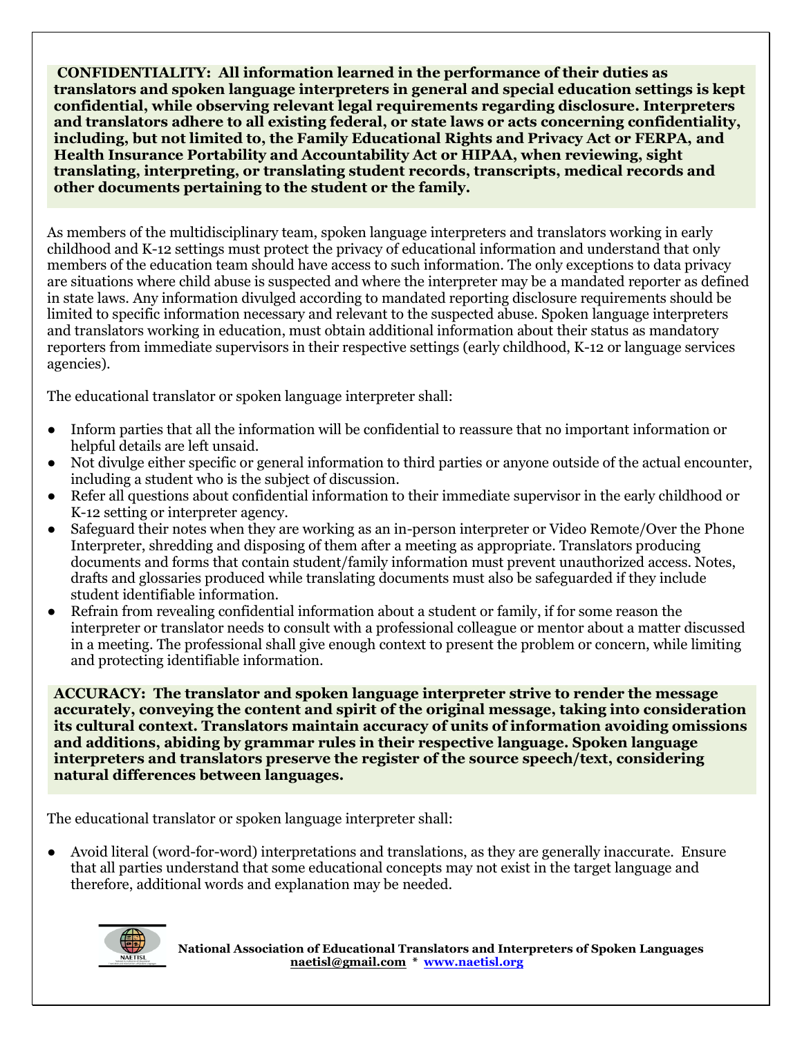**CONFIDENTIALITY: All information learned in the performance of their duties as translators and spoken language interpreters in general and special education settings is kept confidential, while observing relevant legal requirements regarding disclosure. Interpreters and translators adhere to all existing federal, or state laws or acts concerning confidentiality, including, but not limited to, the Family Educational Rights and Privacy Act or FERPA, and Health Insurance Portability and Accountability Act or HIPAA, when reviewing, sight translating, interpreting, or translating student records, transcripts, medical records and other documents pertaining to the student or the family.**

As members of the multidisciplinary team, spoken language interpreters and translators working in early childhood and K-12 settings must protect the privacy of educational information and understand that only members of the education team should have access to such information. The only exceptions to data privacy are situations where child abuse is suspected and where the interpreter may be a mandated reporter as defined in state laws. Any information divulged according to mandated reporting disclosure requirements should be limited to specific information necessary and relevant to the suspected abuse. Spoken language interpreters and translators working in education, must obtain additional information about their status as mandatory reporters from immediate supervisors in their respective settings (early childhood, K-12 or language services agencies).

The educational translator or spoken language interpreter shall:

- Inform parties that all the information will be confidential to reassure that no important information or helpful details are left unsaid.
- Not divulge either specific or general information to third parties or anyone outside of the actual encounter, including a student who is the subject of discussion.
- Refer all questions about confidential information to their immediate supervisor in the early childhood or K-12 setting or interpreter agency.
- Safeguard their notes when they are working as an in-person interpreter or Video Remote/Over the Phone Interpreter, shredding and disposing of them after a meeting as appropriate. Translators producing documents and forms that contain student/family information must prevent unauthorized access. Notes, drafts and glossaries produced while translating documents must also be safeguarded if they include student identifiable information.
- Refrain from revealing confidential information about a student or family, if for some reason the interpreter or translator needs to consult with a professional colleague or mentor about a matter discussed in a meeting. The professional shall give enough context to present the problem or concern, while limiting and protecting identifiable information.

**ACCURACY: The translator and spoken language interpreter strive to render the message accurately, conveying the content and spirit of the original message, taking into consideration its cultural context. Translators maintain accuracy of units of information avoiding omissions and additions, abiding by grammar rules in their respective language. Spoken language interpreters and translators preserve the register of the source speech/text, considering natural differences between languages.**

The educational translator or spoken language interpreter shall:

- Avoid literal (word-for-word) interpretations and translations, as they are generally inaccurate. Ensure that all parties understand that some educational concepts may not exist in the target language and therefore, additional words and explanation may be needed.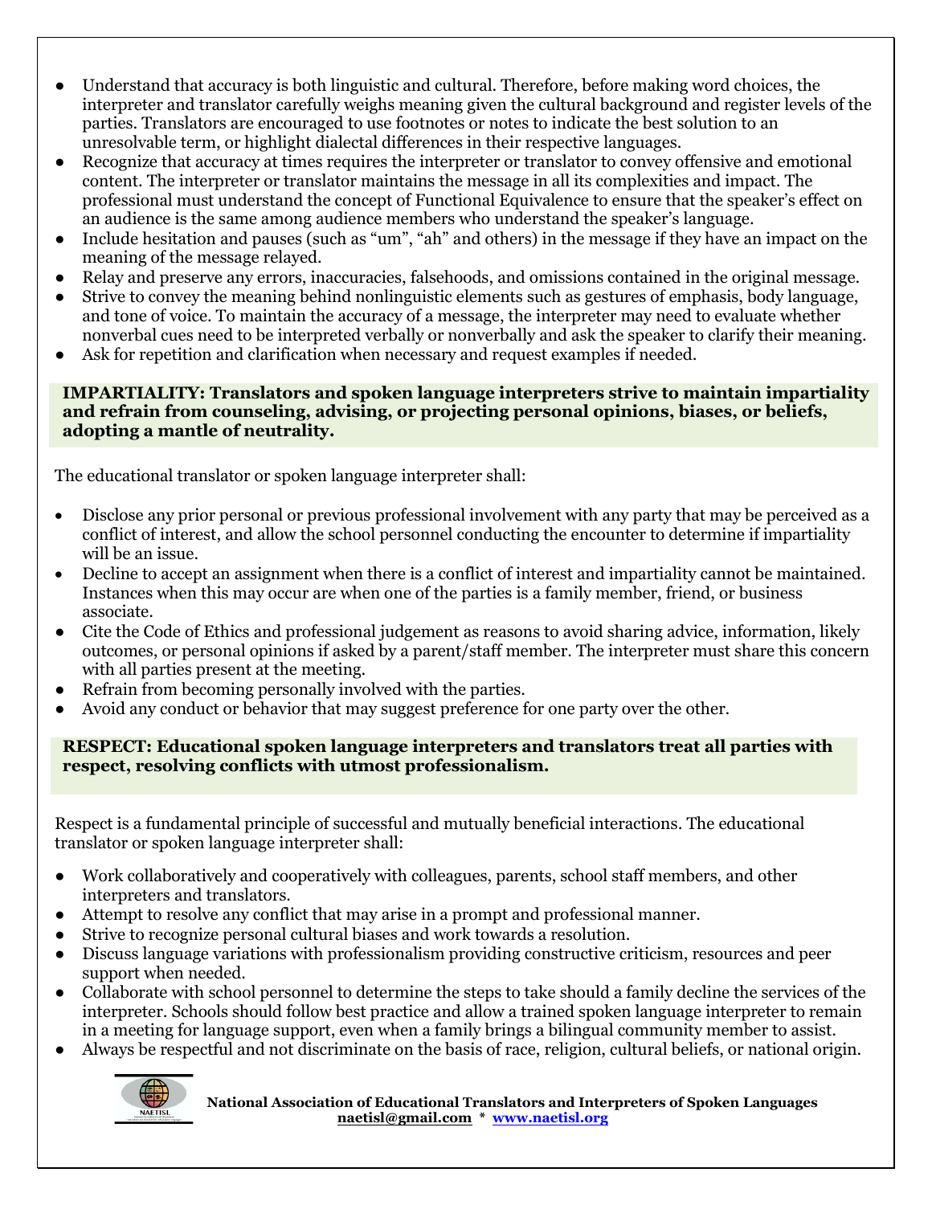- Understand that accuracy is both linguistic and cultural. Therefore, before making word choices, the interpreter and translator carefully weighs meaning given the cultural background and register levels of the parties. Translators are encouraged to use footnotes or notes to indicate the best solution to an unresolvable term, or highlight dialectal differences in their respective languages.
- Recognize that accuracy at times requires the interpreter or translator to convey offensive and emotional content. The interpreter or translator maintains the message in all its complexities and impact. The professional must understand the concept of Functional Equivalence to ensure that the speaker's effect on an audience is the same among audience members who understand the speaker's language.
- Include hesitation and pauses (such as "um", "ah" and others) in the message if they have an impact on the meaning of the message relayed.
- Relay and preserve any errors, inaccuracies, falsehoods, and omissions contained in the original message.
- Strive to convey the meaning behind nonlinguistic elements such as gestures of emphasis, body language, and tone of voice. To maintain the accuracy of a message, the interpreter may need to evaluate whether nonverbal cues need to be interpreted verbally or nonverbally and ask the speaker to clarify their meaning.
- Ask for repetition and clarification when necessary and request examples if needed.

**IMPARTIALITY: Translators and spoken language interpreters strive to maintain impartiality and refrain from counseling, advising, or projecting personal opinions, biases, or beliefs, adopting a mantle of neutrality.**

The educational translator or spoken language interpreter shall:

- Disclose any prior personal or previous professional involvement with any party that may be perceived as a conflict of interest, and allow the school personnel conducting the encounter to determine if impartiality will be an issue.
- Decline to accept an assignment when there is a conflict of interest and impartiality cannot be maintained. Instances when this may occur are when one of the parties is a family member, friend, or business associate.
- Cite the Code of Ethics and professional judgement as reasons to avoid sharing advice, information, likely outcomes, or personal opinions if asked by a parent/staff member. The interpreter must share this concern with all parties present at the meeting.
- Refrain from becoming personally involved with the parties.
- Avoid any conduct or behavior that may suggest preference for one party over the other.

**RESPECT: Educational spoken language interpreters and translators treat all parties with respect, resolving conflicts with utmost professionalism.**

Respect is a fundamental principle of successful and mutually beneficial interactions. The educational translator or spoken language interpreter shall:

- Work collaboratively and cooperatively with colleagues, parents, school staff members, and other interpreters and translators.
- Attempt to resolve any conflict that may arise in a prompt and professional manner.
- Strive to recognize personal cultural biases and work towards a resolution.
- Discuss language variations with professionalism providing constructive criticism, resources and peer support when needed.
- Collaborate with school personnel to determine the steps to take should a family decline the services of the interpreter. Schools should follow best practice and allow a trained spoken language interpreter to remain in a meeting for language support, even when a family brings a bilingual community member to assist.
- Always be respectful and not discriminate on the basis of race, religion, cultural beliefs, or national origin.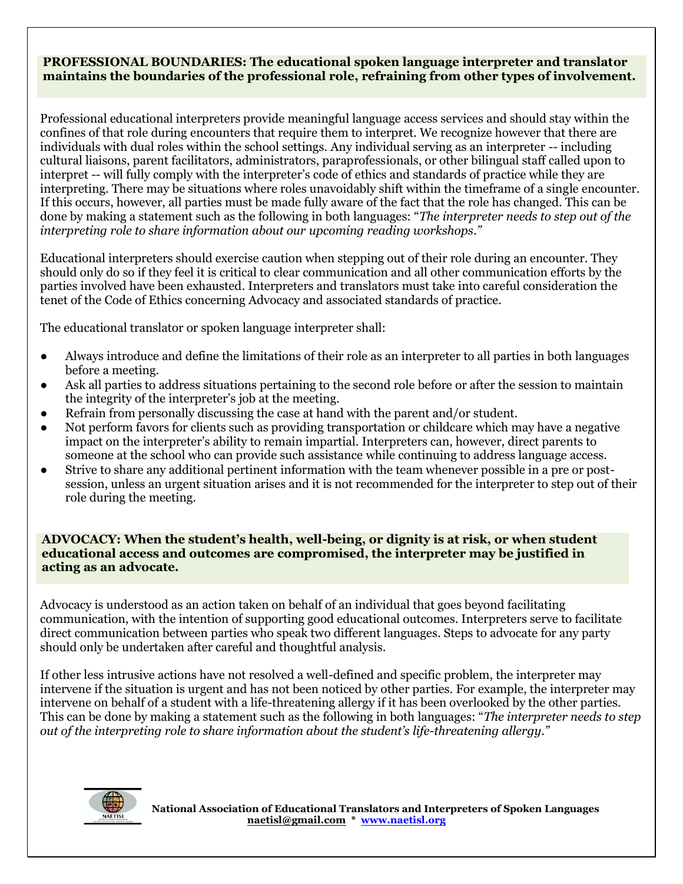**PROFESSIONAL BOUNDARIES: The educational spoken language interpreter and translator maintains the boundaries of the professional role, refraining from other types of involvement.**

Professional educational interpreters provide meaningful language access services and should stay within the confines of that role during encounters that require them to interpret. We recognize however that there are individuals with dual roles within the school settings. Any individual serving as an interpreter -- including cultural liaisons, parent facilitators, administrators, paraprofessionals, or other bilingual staff called upon to interpret -- will fully comply with the interpreter's code of ethics and standards of practice while they are interpreting. There may be situations where roles unavoidably shift within the timeframe of a single encounter. If this occurs, however, all parties must be made fully aware of the fact that the role has changed. This can be done by making a statement such as the following in both languages: "*The interpreter needs to step out of the interpreting role to share information about our upcoming reading workshops.*"

Educational interpreters should exercise caution when stepping out of their role during an encounter. They should only do so if they feel it is critical to clear communication and all other communication efforts by the parties involved have been exhausted. Interpreters and translators must take into careful consideration the tenet of the Code of Ethics concerning Advocacy and associated standards of practice.

The educational translator or spoken language interpreter shall:

- Always introduce and define the limitations of their role as an interpreter to all parties in both languages before a meeting.
- Ask all parties to address situations pertaining to the second role before or after the session to maintain the integrity of the interpreter's job at the meeting.
- Refrain from personally discussing the case at hand with the parent and/or student.
- Not perform favors for clients such as providing transportation or childcare which may have a negative impact on the interpreter's ability to remain impartial. Interpreters can, however, direct parents to someone at the school who can provide such assistance while continuing to address language access.
- Strive to share any additional pertinent information with the team whenever possible in a pre or post-session, unless an urgent situation arises and it is not recommended for the interpreter to step out of their role during the meeting.

**ADVOCACY: When the student's health, well-being, or dignity is at risk, or when student educational access and outcomes are compromised, the interpreter may be justified in acting as an advocate.**

Advocacy is understood as an action taken on behalf of an individual that goes beyond facilitating communication, with the intention of supporting good educational outcomes. Interpreters serve to facilitate direct communication between parties who speak two different languages. Steps to advocate for any party should only be undertaken after careful and thoughtful analysis.

If other less intrusive actions have not resolved a well-defined and specific problem, the interpreter may intervene if the situation is urgent and has not been noticed by other parties. For example, the interpreter may intervene on behalf of a student with a life-threatening allergy if it has been overlooked by the other parties. This can be done by making a statement such as the following in both languages: "*The interpreter needs to step out of the interpreting role to share information about the student's life-threatening allergy.*"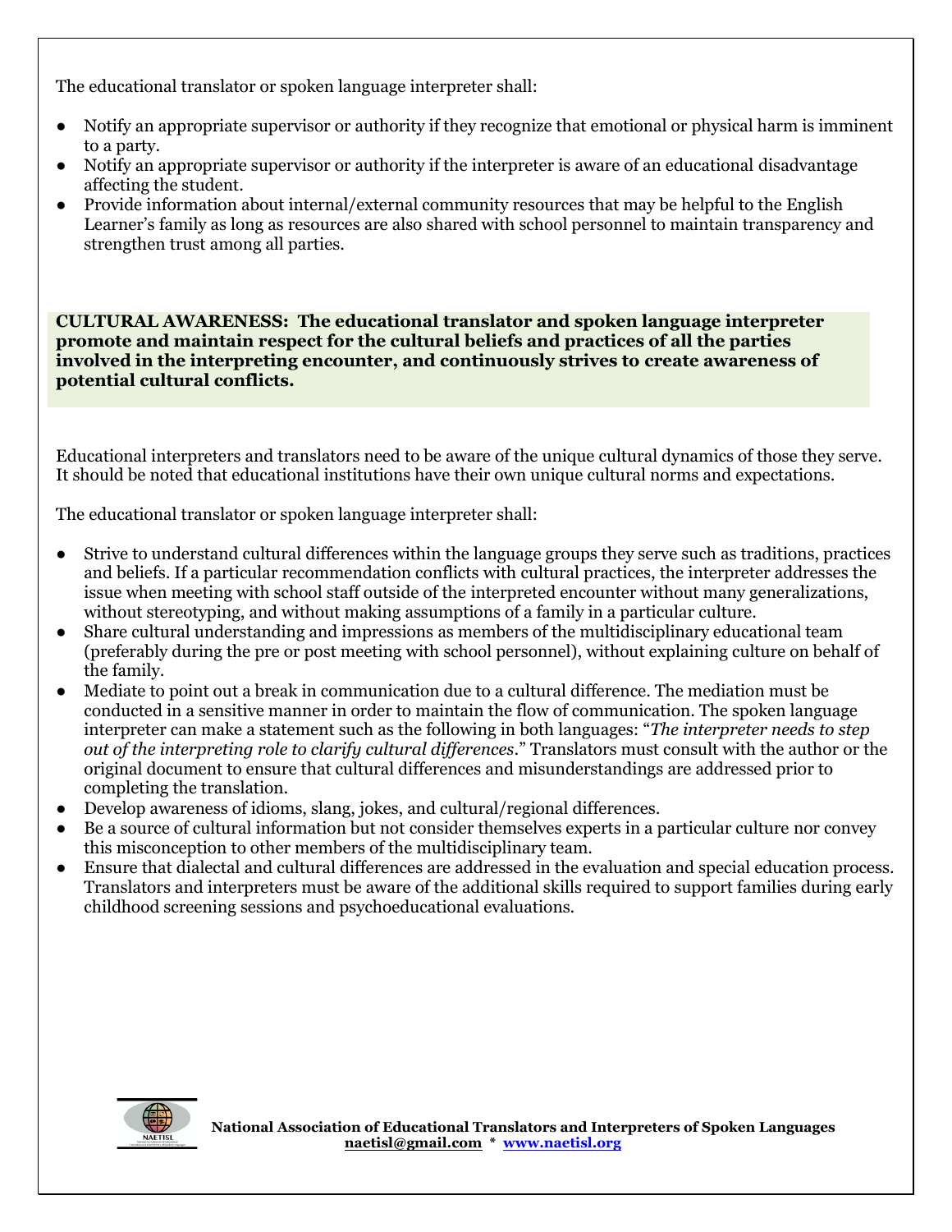The educational translator or spoken language interpreter shall:

- Notify an appropriate supervisor or authority if they recognize that emotional or physical harm is imminent to a party.
- Notify an appropriate supervisor or authority if the interpreter is aware of an educational disadvantage affecting the student.
- Provide information about internal/external community resources that may be helpful to the English Learner's family as long as resources are also shared with school personnel to maintain transparency and strengthen trust among all parties.

**CULTURAL AWARENESS: The educational translator and spoken language interpreter promote and maintain respect for the cultural beliefs and practices of all the parties involved in the interpreting encounter, and continuously strives to create awareness of potential cultural conflicts.**

Educational interpreters and translators need to be aware of the unique cultural dynamics of those they serve. It should be noted that educational institutions have their own unique cultural norms and expectations.

The educational translator or spoken language interpreter shall:

- Strive to understand cultural differences within the language groups they serve such as traditions, practices and beliefs. If a particular recommendation conflicts with cultural practices, the interpreter addresses the issue when meeting with school staff outside of the interpreted encounter without many generalizations, without stereotyping, and without making assumptions of a family in a particular culture.
- Share cultural understanding and impressions as members of the multidisciplinary educational team (preferably during the pre or post meeting with school personnel), without explaining culture on behalf of the family.
- Mediate to point out a break in communication due to a cultural difference. The mediation must be conducted in a sensitive manner in order to maintain the flow of communication. The spoken language interpreter can make a statement such as the following in both languages: "*The interpreter needs to step out of the interpreting role to clarify cultural differences*." Translators must consult with the author or the original document to ensure that cultural differences and misunderstandings are addressed prior to completing the translation.
- Develop awareness of idioms, slang, jokes, and cultural/regional differences.
- Be a source of cultural information but not consider themselves experts in a particular culture nor convey this misconception to other members of the multidisciplinary team.
- Ensure that dialectal and cultural differences are addressed in the evaluation and special education process. Translators and interpreters must be aware of the additional skills required to support families during early childhood screening sessions and psychoeducational evaluations.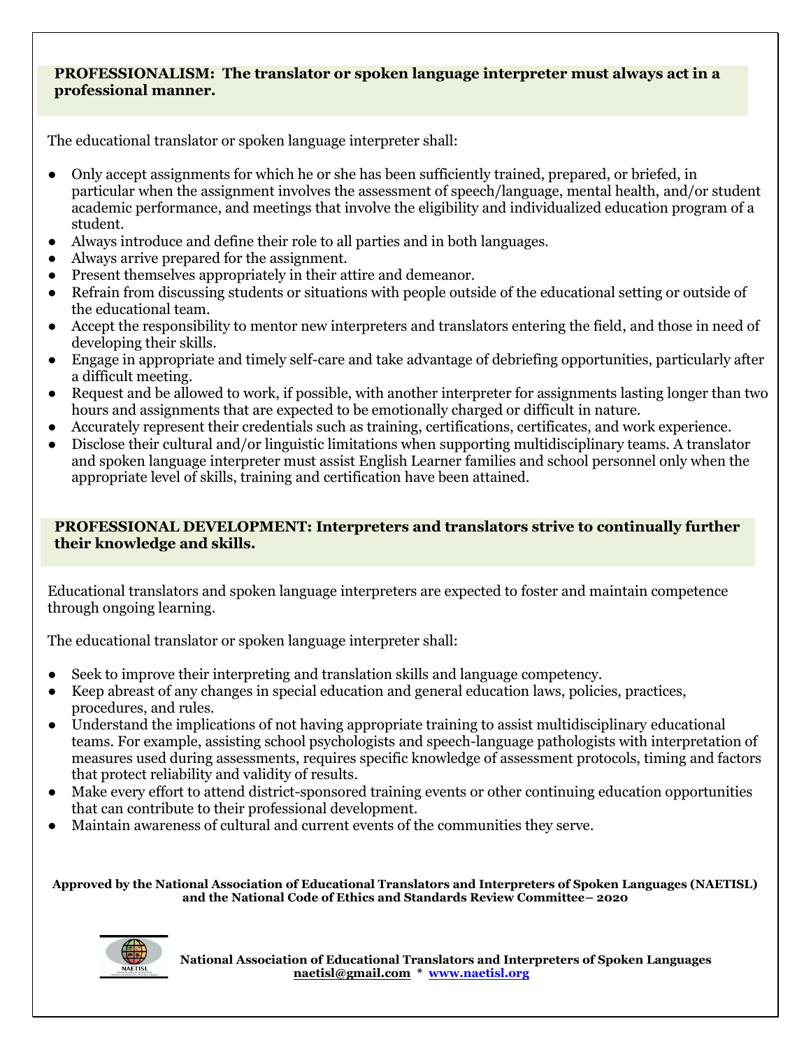**PROFESSIONALISM: The translator or spoken language interpreter must always act in a professional manner.**

The educational translator or spoken language interpreter shall:

- Only accept assignments for which he or she has been sufficiently trained, prepared, or briefed, in particular when the assignment involves the assessment of speech/language, mental health, and/or student academic performance, and meetings that involve the eligibility and individualized education program of a student.
- Always introduce and define their role to all parties and in both languages.
- Always arrive prepared for the assignment.
- Present themselves appropriately in their attire and demeanor.
- Refrain from discussing students or situations with people outside of the educational setting or outside of the educational team.
- Accept the responsibility to mentor new interpreters and translators entering the field, and those in need of developing their skills.
- Engage in appropriate and timely self-care and take advantage of debriefing opportunities, particularly after a difficult meeting.
- Request and be allowed to work, if possible, with another interpreter for assignments lasting longer than two hours and assignments that are expected to be emotionally charged or difficult in nature.
- Accurately represent their credentials such as training, certifications, certificates, and work experience.
- Disclose their cultural and/or linguistic limitations when supporting multidisciplinary teams. A translator and spoken language interpreter must assist English Learner families and school personnel only when the appropriate level of skills, training and certification have been attained.

**PROFESSIONAL DEVELOPMENT: Interpreters and translators strive to continually further their knowledge and skills.**

Educational translators and spoken language interpreters are expected to foster and maintain competence through ongoing learning.

The educational translator or spoken language interpreter shall:

- Seek to improve their interpreting and translation skills and language competency.
- Keep abreast of any changes in special education and general education laws, policies, practices, procedures, and rules.
- Understand the implications of not having appropriate training to assist multidisciplinary educational teams. For example, assisting school psychologists and speech-language pathologists with interpretation of measures used during assessments, requires specific knowledge of assessment protocols, timing and factors that protect reliability and validity of results.
- Make every effort to attend district-sponsored training events or other continuing education opportunities that can contribute to their professional development.
- Maintain awareness of cultural and current events of the communities they serve.

**Approved by the National Association of Educational Translators and Interpreters of Spoken Languages (NAETISL) and the National Code of Ethics and Standards Review Committee– 2020**

**National Association of Educational Translators and Interpreters of Spoken Languages**
**naetisl@gmail.com * www.naetisl.org**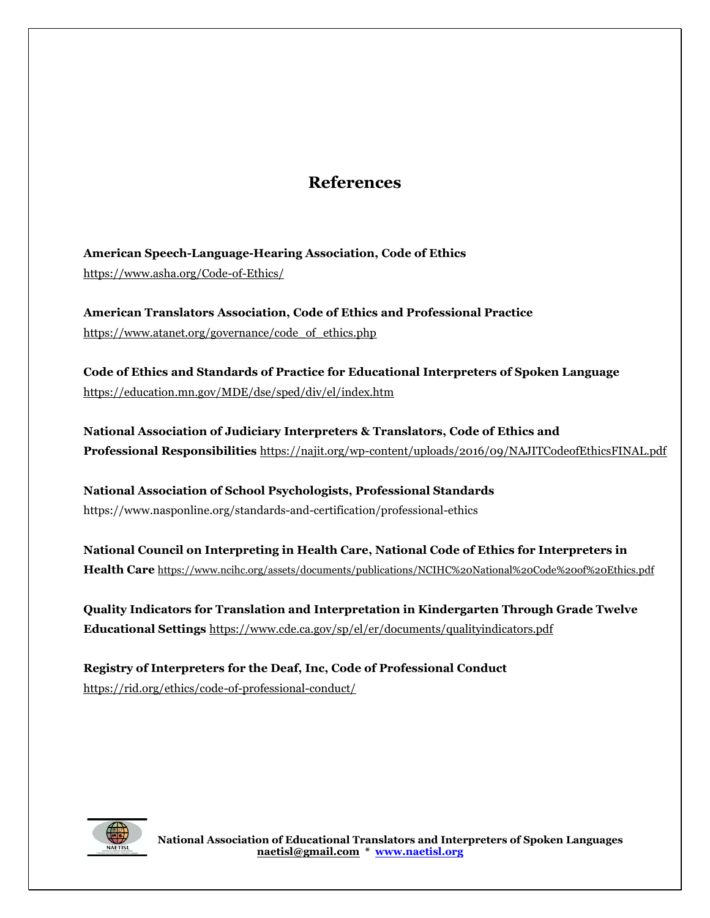# References

**American Speech-Language-Hearing Association, Code of Ethics**
https://www.asha.org/Code-of-Ethics/

**American Translators Association, Code of Ethics and Professional Practice**
https://www.atanet.org/governance/code_of_ethics.php

**Code of Ethics and Standards of Practice for Educational Interpreters of Spoken Language**
https://education.mn.gov/MDE/dse/sped/div/el/index.htm

**National Association of Judiciary Interpreters & Translators, Code of Ethics and Professional Responsibilities** https://najit.org/wp-content/uploads/2016/09/NAJITCodeofEthicsFINAL.pdf

**National Association of School Psychologists, Professional Standards**
https://www.nasponline.org/standards-and-certification/professional-ethics

**National Council on Interpreting in Health Care, National Code of Ethics for Interpreters in Health Care** https://www.ncihc.org/assets/documents/publications/NCIHC%20National%20Code%20of%20Ethics.pdf

**Quality Indicators for Translation and Interpretation in Kindergarten Through Grade Twelve Educational Settings** https://www.cde.ca.gov/sp/el/er/documents/qualityindicators.pdf

**Registry of Interpreters for the Deaf, Inc, Code of Professional Conduct**
https://rid.org/ethics/code-of-professional-conduct/

**National Association of Educational Translators and Interpreters of Spoken Languages**
**naetisl@gmail.com * www.naetisl.org**